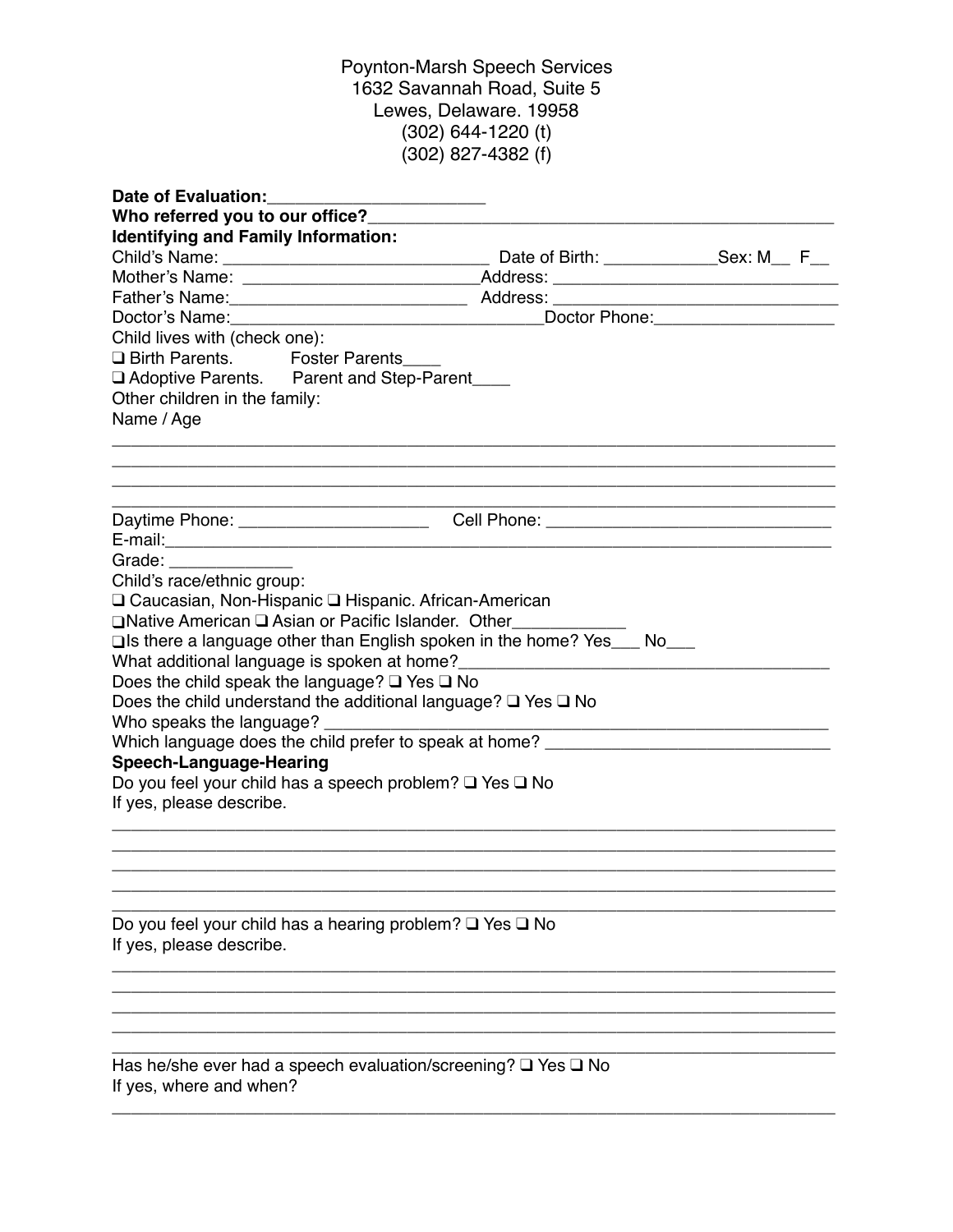Poynton-Marsh Speech Services
1632 Savannah Road, Suite 5
Lewes, Delaware. 19958
(302) 644-1220 (t)
(302) 827-4382 (f)

**Date of Evaluation:**_______________________

**Who referred you to our office?**_________________________________________________

**Identifying and Family Information:**

Child's Name: ____________________________ Date of Birth: ____________Sex: M__ F__

Mother's Name: _________________________Address: ______________________________

Father's Name:_________________________ Address: ______________________________

Doctor's Name:________________________________Doctor Phone:___________________

Child lives with (check one):

❑ Birth Parents. Foster Parents____

❑ Adoptive Parents. Parent and Step-Parent____

Other children in the family:

Name / Age

___________________________________________________________________________

___________________________________________________________________________

___________________________________________________________________________

___________________________________________________________________________

Daytime Phone: ____________________ Cell Phone: ______________________________

E-mail:_____________________________________________________________________

Grade: _____________

Child's race/ethnic group:

❑ Caucasian, Non-Hispanic ❑ Hispanic. African-American

❑Native American ❑ Asian or Pacific Islander. Other____________

❑Is there a language other than English spoken in the home? Yes___ No___

What additional language is spoken at home?________________________________________

Does the child speak the language? ❑ Yes ❑ No

Does the child understand the additional language? ❑ Yes ❑ No

Who speaks the language? ____________________________________________________

Which language does the child prefer to speak at home? ______________________________

**Speech-Language-Hearing**

Do you feel your child has a speech problem? ❑ Yes ❑ No

If yes, please describe.

___________________________________________________________________________

___________________________________________________________________________

___________________________________________________________________________

___________________________________________________________________________

___________________________________________________________________________

Do you feel your child has a hearing problem? ❑ Yes ❑ No

If yes, please describe.

___________________________________________________________________________

___________________________________________________________________________

___________________________________________________________________________

___________________________________________________________________________

___________________________________________________________________________

Has he/she ever had a speech evaluation/screening? ❑ Yes ❑ No

If yes, where and when?

___________________________________________________________________________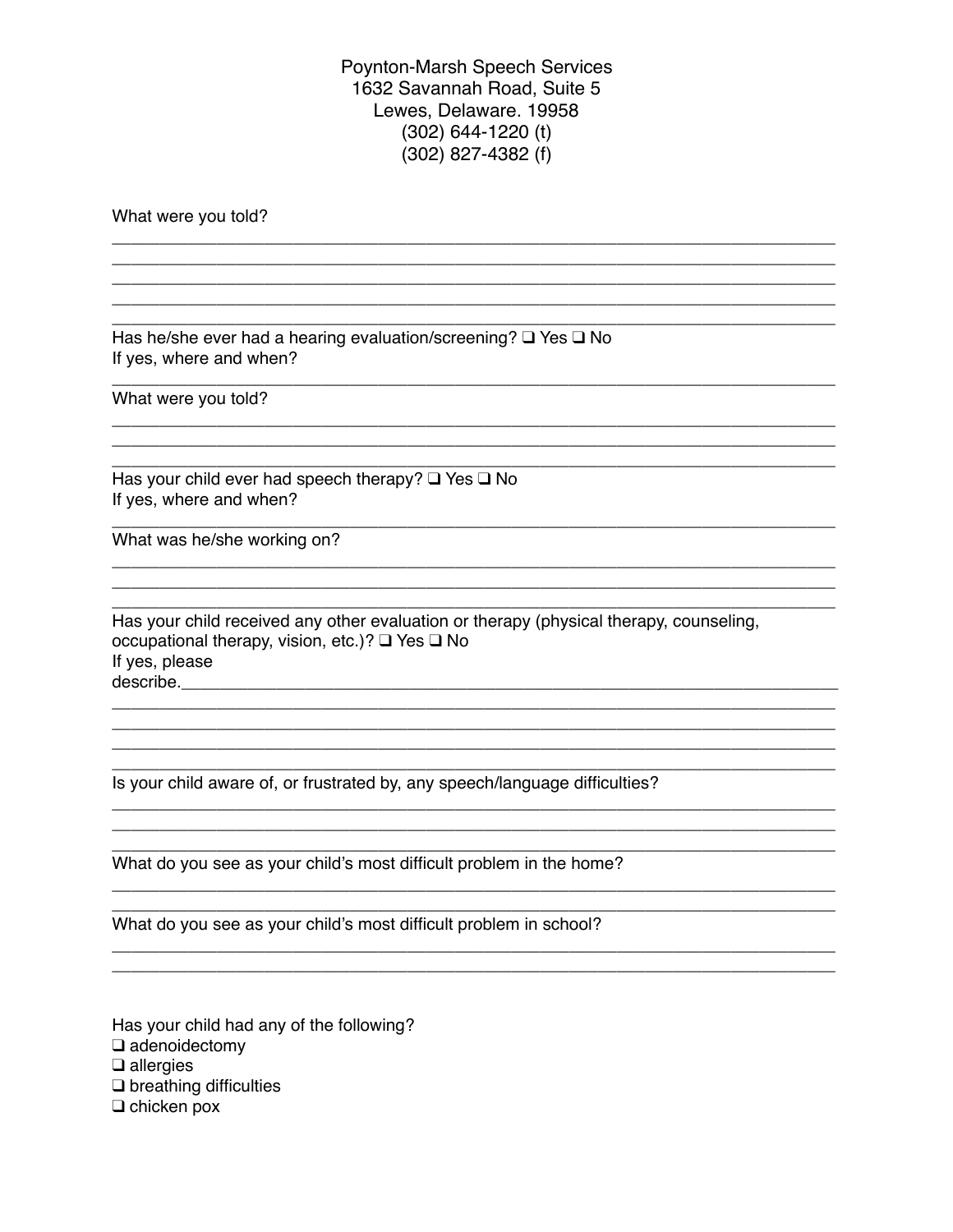Poynton-Marsh Speech Services
1632 Savannah Road, Suite 5
Lewes, Delaware. 19958
(302) 644-1220 (t)
(302) 827-4382 (f)

What were you told?

_______________________________________________________________________________
_______________________________________________________________________________
_______________________________________________________________________________
_______________________________________________________________________________
_______________________________________________________________________________

Has he/she ever had a hearing evaluation/screening? ❑ Yes ❑ No
If yes, where and when?
_______________________________________________________________________________

What were you told?
_______________________________________________________________________________
_______________________________________________________________________________
_______________________________________________________________________________

Has your child ever had speech therapy? ❑ Yes ❑ No
If yes, where and when?
_______________________________________________________________________________

What was he/she working on?
_______________________________________________________________________________
_______________________________________________________________________________
_______________________________________________________________________________

Has your child received any other evaluation or therapy (physical therapy, counseling, occupational therapy, vision, etc.)? ❑ Yes ❑ No
If yes, please describe._______________________________________________________________
_______________________________________________________________________________
_______________________________________________________________________________
_______________________________________________________________________________
_______________________________________________________________________________

Is your child aware of, or frustrated by, any speech/language difficulties?
_______________________________________________________________________________
_______________________________________________________________________________
_______________________________________________________________________________

What do you see as your child's most difficult problem in the home?
_______________________________________________________________________________
_______________________________________________________________________________

What do you see as your child's most difficult problem in school?
_______________________________________________________________________________
_______________________________________________________________________________

Has your child had any of the following?

❑ adenoidectomy
❑ allergies
❑ breathing difficulties
❑ chicken pox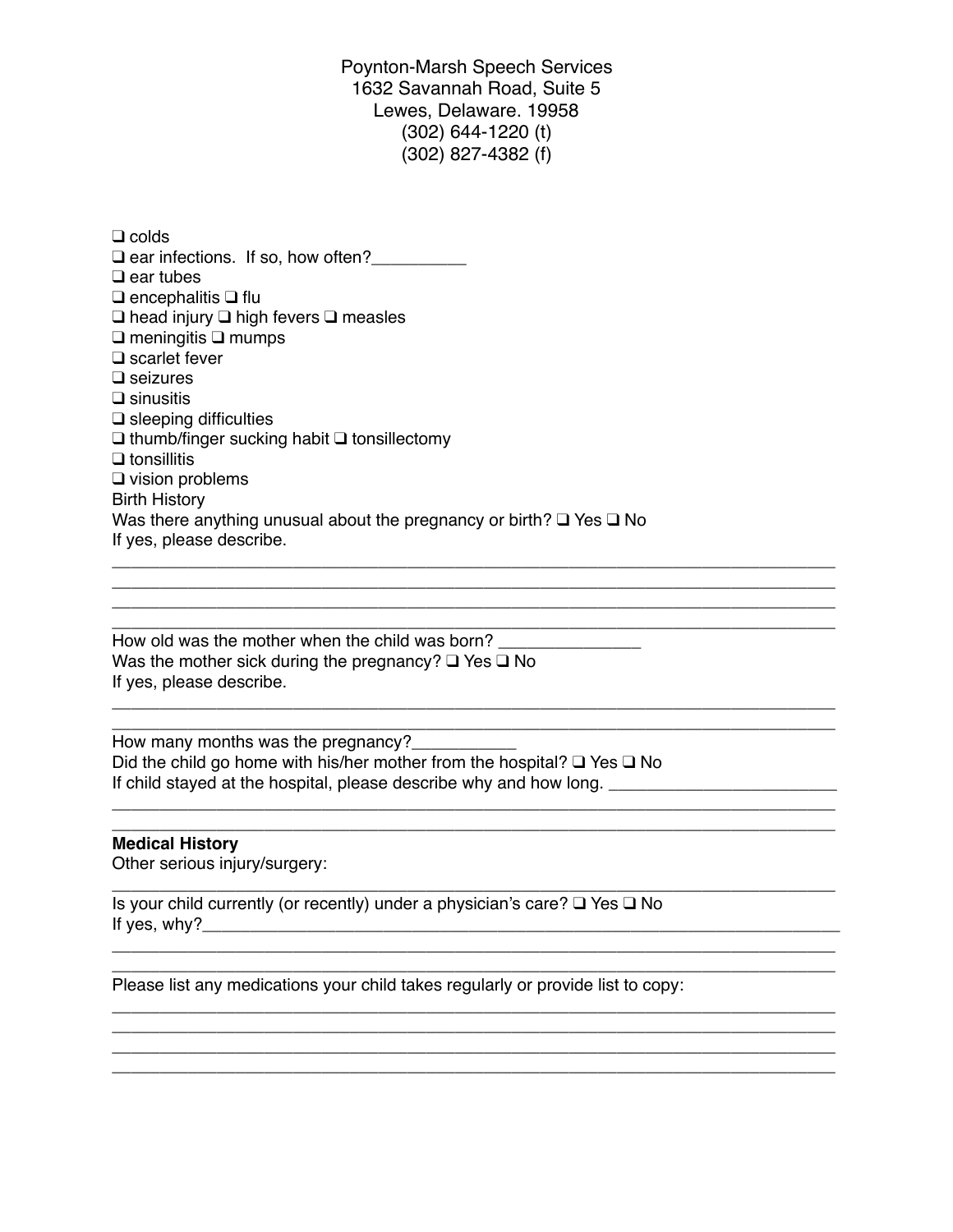Poynton-Marsh Speech Services
1632 Savannah Road, Suite 5
Lewes, Delaware. 19958
(302) 644-1220 (t)
(302) 827-4382 (f)

❑ colds
❑ ear infections. If so, how often?__________
❑ ear tubes
❑ encephalitis ❑ flu
❑ head injury ❑ high fevers ❑ measles
❑ meningitis ❑ mumps
❑ scarlet fever
❑ seizures
❑ sinusitis
❑ sleeping difficulties
❑ thumb/finger sucking habit ❑ tonsillectomy
❑ tonsillitis
❑ vision problems

Birth History

Was there anything unusual about the pregnancy or birth? ❑ Yes ❑ No
If yes, please describe.

______________________________________________________________________
______________________________________________________________________
______________________________________________________________________
______________________________________________________________________

How old was the mother when the child was born? _______________
Was the mother sick during the pregnancy? ❑ Yes ❑ No
If yes, please describe.

______________________________________________________________________
______________________________________________________________________

How many months was the pregnancy?___________
Did the child go home with his/her mother from the hospital? ❑ Yes ❑ No
If child stayed at the hospital, please describe why and how long. ________________________

______________________________________________________________________
______________________________________________________________________

**Medical History**

Other serious injury/surgery:

______________________________________________________________________

Is your child currently (or recently) under a physician's care? ❑ Yes ❑ No
If yes, why?__________________________________________________________________

______________________________________________________________________
______________________________________________________________________

Please list any medications your child takes regularly or provide list to copy:

______________________________________________________________________
______________________________________________________________________
______________________________________________________________________
______________________________________________________________________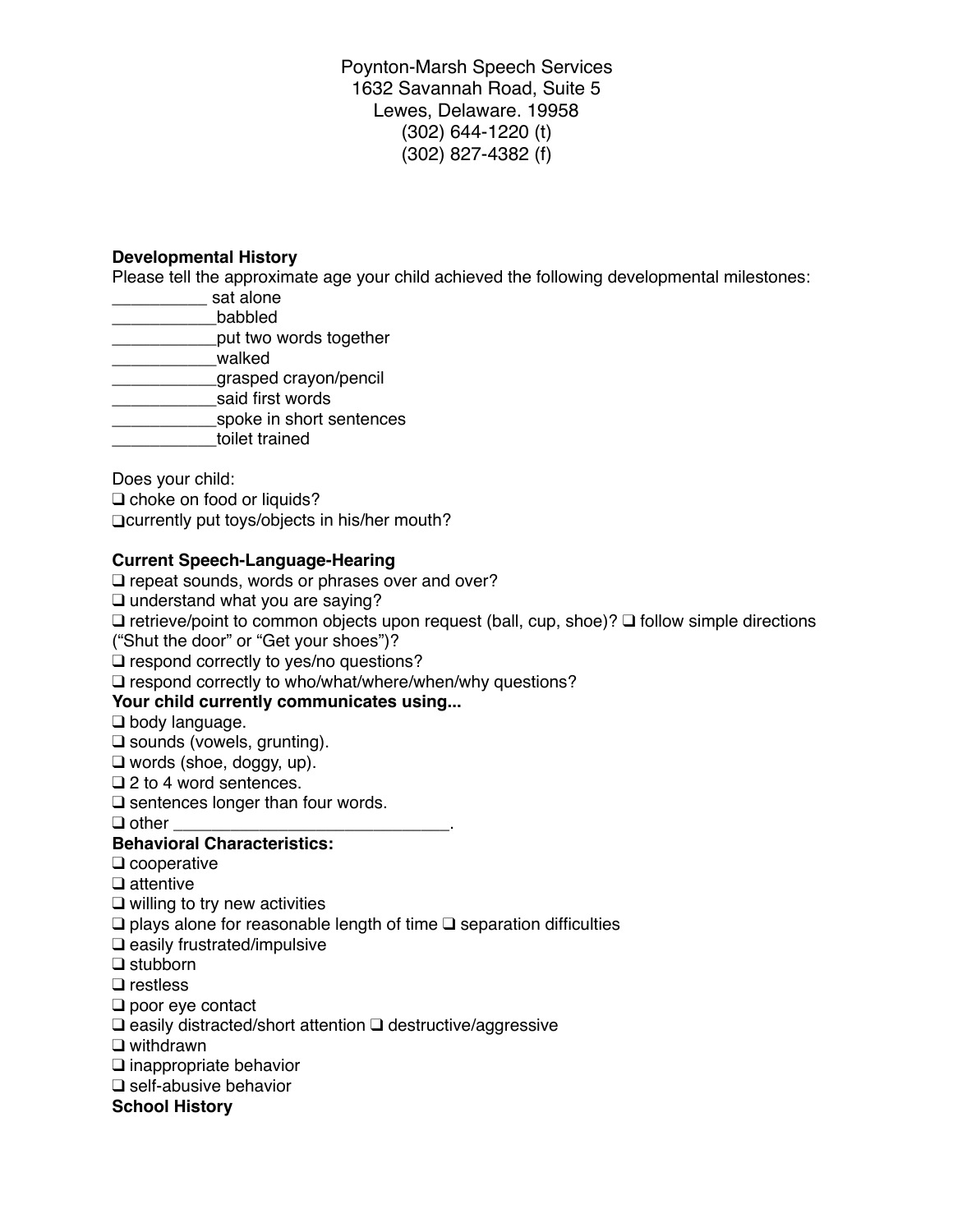Poynton-Marsh Speech Services
1632 Savannah Road, Suite 5
Lewes, Delaware. 19958
(302) 644-1220 (t)
(302) 827-4382 (f)

**Developmental History**
Please tell the approximate age your child achieved the following developmental milestones:
__________ sat alone
___________babbled
___________put two words together
___________walked
___________grasped crayon/pencil
___________said first words
___________spoke in short sentences
___________toilet trained

Does your child:
❑ choke on food or liquids?
❑currently put toys/objects in his/her mouth?

**Current Speech-Language-Hearing**
❑ repeat sounds, words or phrases over and over?
❑ understand what you are saying?
❑ retrieve/point to common objects upon request (ball, cup, shoe)? ❑ follow simple directions ("Shut the door" or "Get your shoes")?
❑ respond correctly to yes/no questions?
❑ respond correctly to who/what/where/when/why questions?

**Your child currently communicates using...**
❑ body language.
❑ sounds (vowels, grunting).
❑ words (shoe, doggy, up).
❑ 2 to 4 word sentences.
❑ sentences longer than four words.
❑ other ______________________________.

**Behavioral Characteristics:**
❑ cooperative
❑ attentive
❑ willing to try new activities
❑ plays alone for reasonable length of time ❑ separation difficulties
❑ easily frustrated/impulsive
❑ stubborn
❑ restless
❑ poor eye contact
❑ easily distracted/short attention ❑ destructive/aggressive
❑ withdrawn
❑ inappropriate behavior
❑ self-abusive behavior

**School History**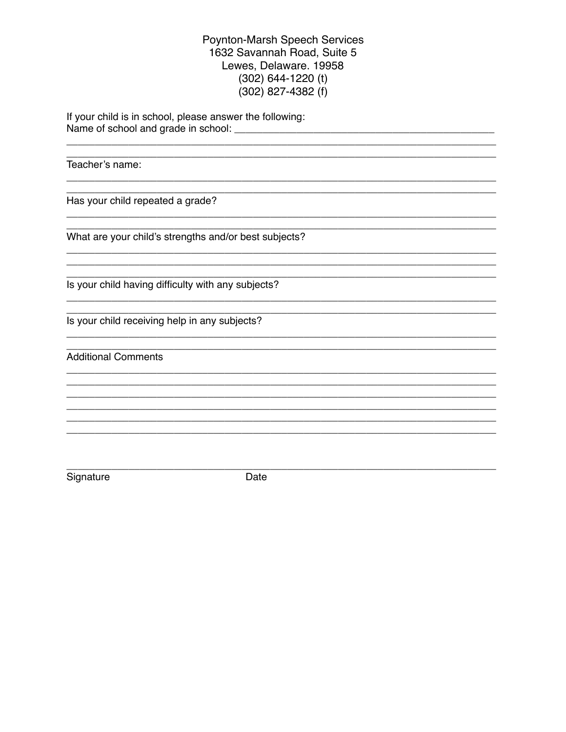Poynton-Marsh Speech Services
1632 Savannah Road, Suite 5
Lewes, Delaware. 19958
(302) 644-1220 (t)
(302) 827-4382 (f)

If your child is in school, please answer the following:
Name of school and grade in school: ______________________________________________

_____________________________________________________________________________
_____________________________________________________________________________

Teacher's name:
_____________________________________________________________________________
_____________________________________________________________________________

Has your child repeated a grade?
_____________________________________________________________________________
_____________________________________________________________________________

What are your child's strengths and/or best subjects?
_____________________________________________________________________________
_____________________________________________________________________________
_____________________________________________________________________________

Is your child having difficulty with any subjects?
_____________________________________________________________________________
_____________________________________________________________________________

Is your child receiving help in any subjects?
_____________________________________________________________________________
_____________________________________________________________________________

Additional Comments
_____________________________________________________________________________
_____________________________________________________________________________
_____________________________________________________________________________
_____________________________________________________________________________
_____________________________________________________________________________
_____________________________________________________________________________

_____________________________________________________________________________
Signature                                        Date